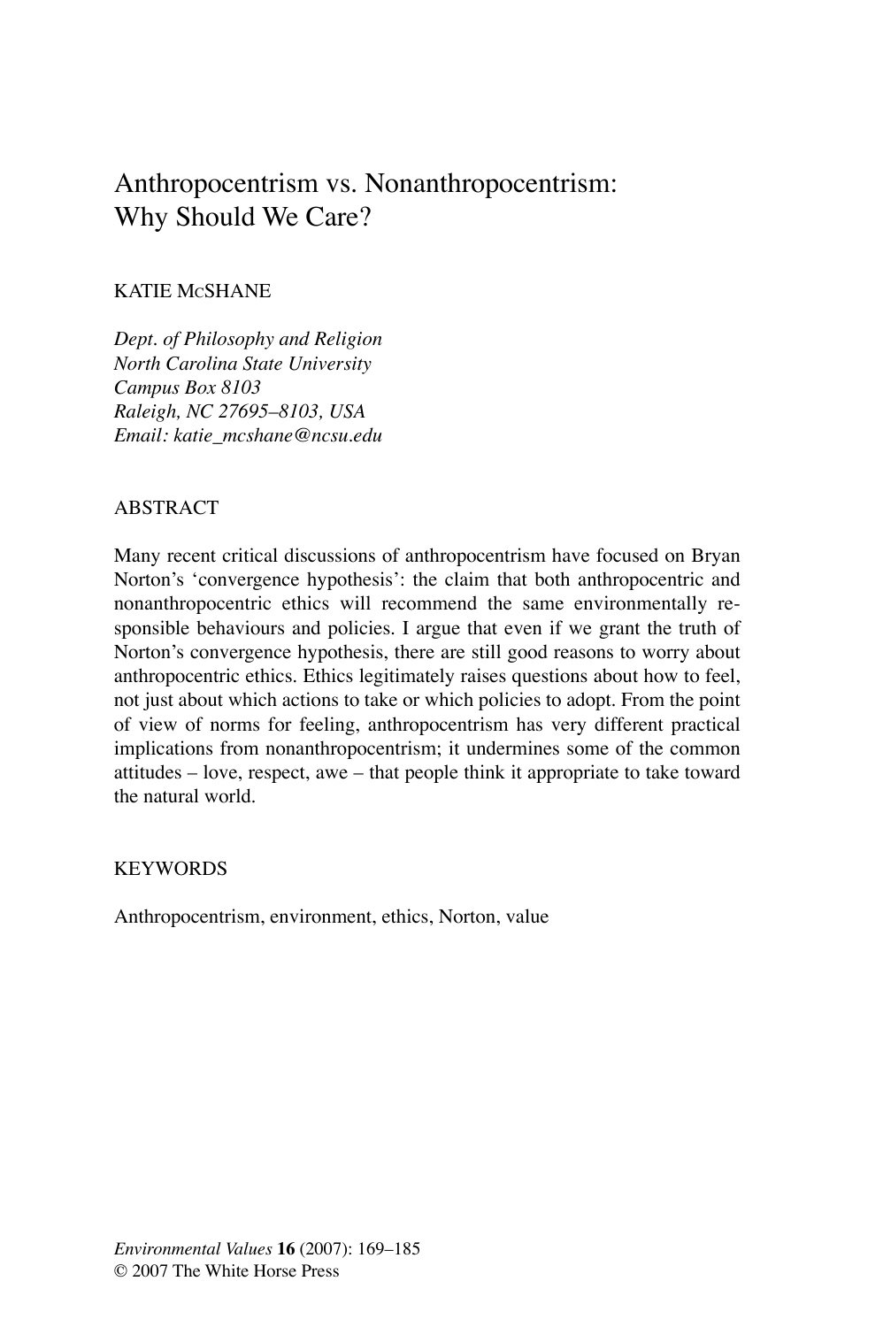# Anthropocentrism vs. Nonanthropocentrism: Why Should We Care?

KATIE McSHANE

*Dept. of Philosophy and Religion*
*North Carolina State University*
*Campus Box 8103*
*Raleigh, NC 27695–8103, USA*
*Email: katie_mcshane@ncsu.edu*

## ABSTRACT

Many recent critical discussions of anthropocentrism have focused on Bryan Norton's 'convergence hypothesis': the claim that both anthropocentric and nonanthropocentric ethics will recommend the same environmentally responsible behaviours and policies. I argue that even if we grant the truth of Norton's convergence hypothesis, there are still good reasons to worry about anthropocentric ethics. Ethics legitimately raises questions about how to feel, not just about which actions to take or which policies to adopt. From the point of view of norms for feeling, anthropocentrism has very different practical implications from nonanthropocentrism; it undermines some of the common attitudes – love, respect, awe – that people think it appropriate to take toward the natural world.

## KEYWORDS

Anthropocentrism, environment, ethics, Norton, value

*Environmental Values* **16** (2007): 169–185
© 2007 The White Horse Press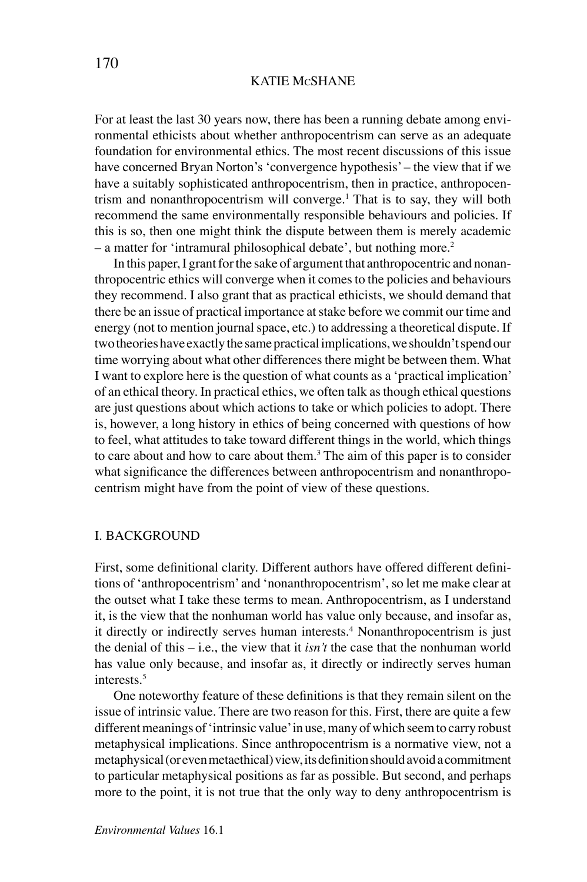For at least the last 30 years now, there has been a running debate among environmental ethicists about whether anthropocentrism can serve as an adequate foundation for environmental ethics. The most recent discussions of this issue have concerned Bryan Norton's 'convergence hypothesis' – the view that if we have a suitably sophisticated anthropocentrism, then in practice, anthropocentrism and nonanthropocentrism will converge.[1] That is to say, they will both recommend the same environmentally responsible behaviours and policies. If this is so, then one might think the dispute between them is merely academic – a matter for 'intramural philosophical debate', but nothing more.[2]

In this paper, I grant for the sake of argument that anthropocentric and nonanthropocentric ethics will converge when it comes to the policies and behaviours they recommend. I also grant that as practical ethicists, we should demand that there be an issue of practical importance at stake before we commit our time and energy (not to mention journal space, etc.) to addressing a theoretical dispute. If two theories have exactly the same practical implications, we shouldn't spend our time worrying about what other differences there might be between them. What I want to explore here is the question of what counts as a 'practical implication' of an ethical theory. In practical ethics, we often talk as though ethical questions are just questions about which actions to take or which policies to adopt. There is, however, a long history in ethics of being concerned with questions of how to feel, what attitudes to take toward different things in the world, which things to care about and how to care about them.[3] The aim of this paper is to consider what significance the differences between anthropocentrism and nonanthropocentrism might have from the point of view of these questions.

## I. BACKGROUND

First, some definitional clarity. Different authors have offered different definitions of 'anthropocentrism' and 'nonanthropocentrism', so let me make clear at the outset what I take these terms to mean. Anthropocentrism, as I understand it, is the view that the nonhuman world has value only because, and insofar as, it directly or indirectly serves human interests.[4] Nonanthropocentrism is just the denial of this – i.e., the view that it *isn't* the case that the nonhuman world has value only because, and insofar as, it directly or indirectly serves human interests.[5]

One noteworthy feature of these definitions is that they remain silent on the issue of intrinsic value. There are two reason for this. First, there are quite a few different meanings of 'intrinsic value' in use, many of which seem to carry robust metaphysical implications. Since anthropocentrism is a normative view, not a metaphysical (or even metaethical) view, its definition should avoid a commitment to particular metaphysical positions as far as possible. But second, and perhaps more to the point, it is not true that the only way to deny anthropocentrism is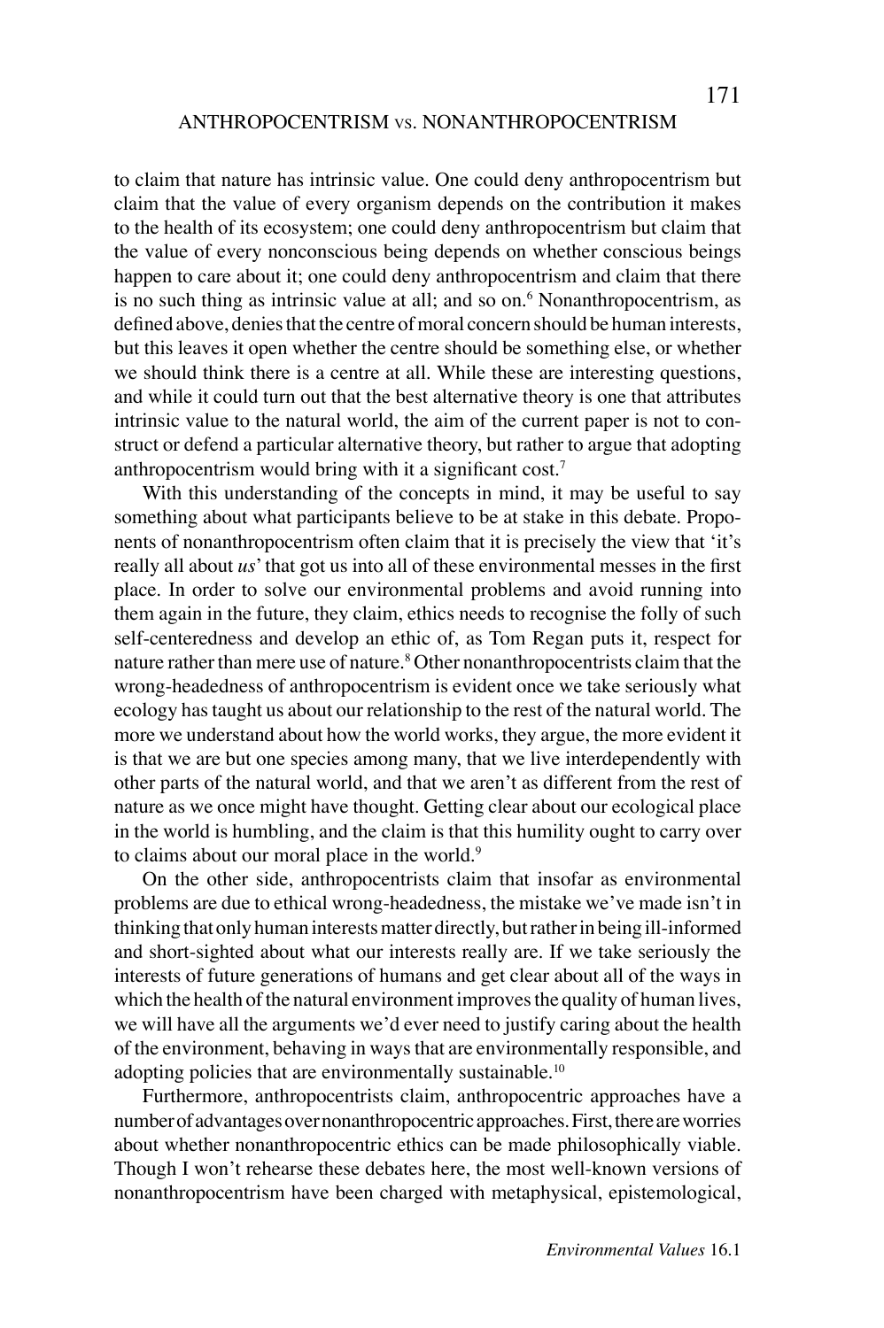to claim that nature has intrinsic value. One could deny anthropocentrism but claim that the value of every organism depends on the contribution it makes to the health of its ecosystem; one could deny anthropocentrism but claim that the value of every nonconscious being depends on whether conscious beings happen to care about it; one could deny anthropocentrism and claim that there is no such thing as intrinsic value at all; and so on.[6] Nonanthropocentrism, as defined above, denies that the centre of moral concern should be human interests, but this leaves it open whether the centre should be something else, or whether we should think there is a centre at all. While these are interesting questions, and while it could turn out that the best alternative theory is one that attributes intrinsic value to the natural world, the aim of the current paper is not to construct or defend a particular alternative theory, but rather to argue that adopting anthropocentrism would bring with it a significant cost.[7]

With this understanding of the concepts in mind, it may be useful to say something about what participants believe to be at stake in this debate. Proponents of nonanthropocentrism often claim that it is precisely the view that 'it's really all about *us*' that got us into all of these environmental messes in the first place. In order to solve our environmental problems and avoid running into them again in the future, they claim, ethics needs to recognise the folly of such self-centeredness and develop an ethic of, as Tom Regan puts it, respect for nature rather than mere use of nature.[8] Other nonanthropocentrists claim that the wrong-headedness of anthropocentrism is evident once we take seriously what ecology has taught us about our relationship to the rest of the natural world. The more we understand about how the world works, they argue, the more evident it is that we are but one species among many, that we live interdependently with other parts of the natural world, and that we aren't as different from the rest of nature as we once might have thought. Getting clear about our ecological place in the world is humbling, and the claim is that this humility ought to carry over to claims about our moral place in the world.[9]

On the other side, anthropocentrists claim that insofar as environmental problems are due to ethical wrong-headedness, the mistake we've made isn't in thinking that only human interests matter directly, but rather in being ill-informed and short-sighted about what our interests really are. If we take seriously the interests of future generations of humans and get clear about all of the ways in which the health of the natural environment improves the quality of human lives, we will have all the arguments we'd ever need to justify caring about the health of the environment, behaving in ways that are environmentally responsible, and adopting policies that are environmentally sustainable.[10]

Furthermore, anthropocentrists claim, anthropocentric approaches have a number of advantages over nonanthropocentric approaches. First, there are worries about whether nonanthropocentric ethics can be made philosophically viable. Though I won't rehearse these debates here, the most well-known versions of nonanthropocentrism have been charged with metaphysical, epistemological,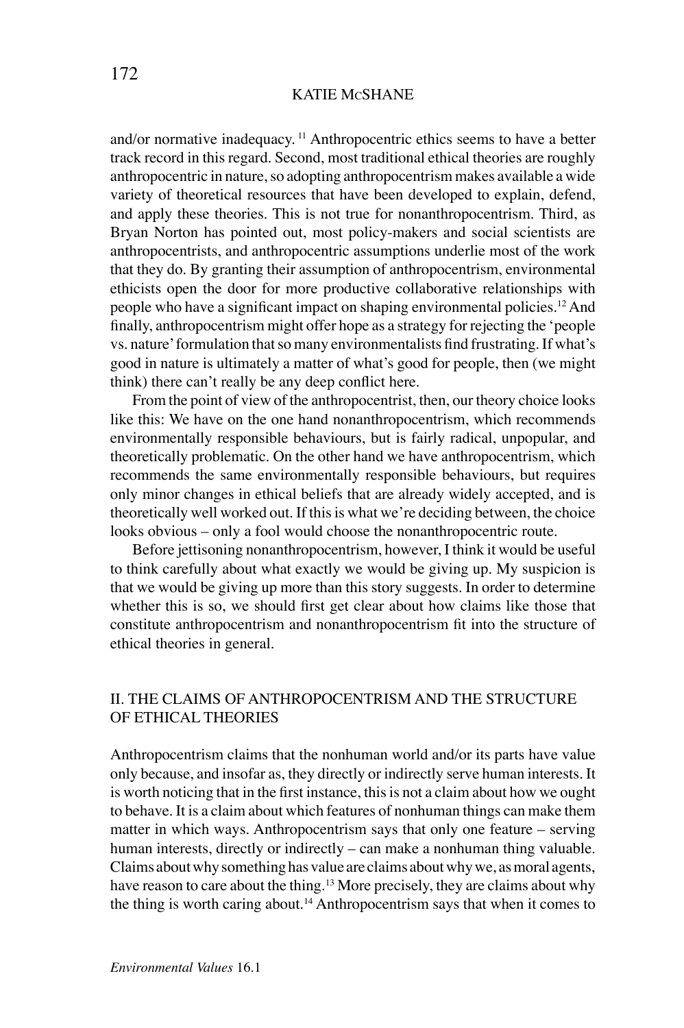and/or normative inadequacy. [11] Anthropocentric ethics seems to have a better track record in this regard. Second, most traditional ethical theories are roughly anthropocentric in nature, so adopting anthropocentrism makes available a wide variety of theoretical resources that have been developed to explain, defend, and apply these theories. This is not true for nonanthropocentrism. Third, as Bryan Norton has pointed out, most policy-makers and social scientists are anthropocentrists, and anthropocentric assumptions underlie most of the work that they do. By granting their assumption of anthropocentrism, environmental ethicists open the door for more productive collaborative relationships with people who have a significant impact on shaping environmental policies.[12] And finally, anthropocentrism might offer hope as a strategy for rejecting the 'people vs. nature' formulation that so many environmentalists find frustrating. If what's good in nature is ultimately a matter of what's good for people, then (we might think) there can't really be any deep conflict here.

From the point of view of the anthropocentrist, then, our theory choice looks like this: We have on the one hand nonanthropocentrism, which recommends environmentally responsible behaviours, but is fairly radical, unpopular, and theoretically problematic. On the other hand we have anthropocentrism, which recommends the same environmentally responsible behaviours, but requires only minor changes in ethical beliefs that are already widely accepted, and is theoretically well worked out. If this is what we're deciding between, the choice looks obvious – only a fool would choose the nonanthropocentric route.

Before jettisoning nonanthropocentrism, however, I think it would be useful to think carefully about what exactly we would be giving up. My suspicion is that we would be giving up more than this story suggests. In order to determine whether this is so, we should first get clear about how claims like those that constitute anthropocentrism and nonanthropocentrism fit into the structure of ethical theories in general.

## II. THE CLAIMS OF ANTHROPOCENTRISM AND THE STRUCTURE OF ETHICAL THEORIES

Anthropocentrism claims that the nonhuman world and/or its parts have value only because, and insofar as, they directly or indirectly serve human interests. It is worth noticing that in the first instance, this is not a claim about how we ought to behave. It is a claim about which features of nonhuman things can make them matter in which ways. Anthropocentrism says that only one feature – serving human interests, directly or indirectly – can make a nonhuman thing valuable. Claims about why something has value are claims about why we, as moral agents, have reason to care about the thing.[13] More precisely, they are claims about why the thing is worth caring about.[14] Anthropocentrism says that when it comes to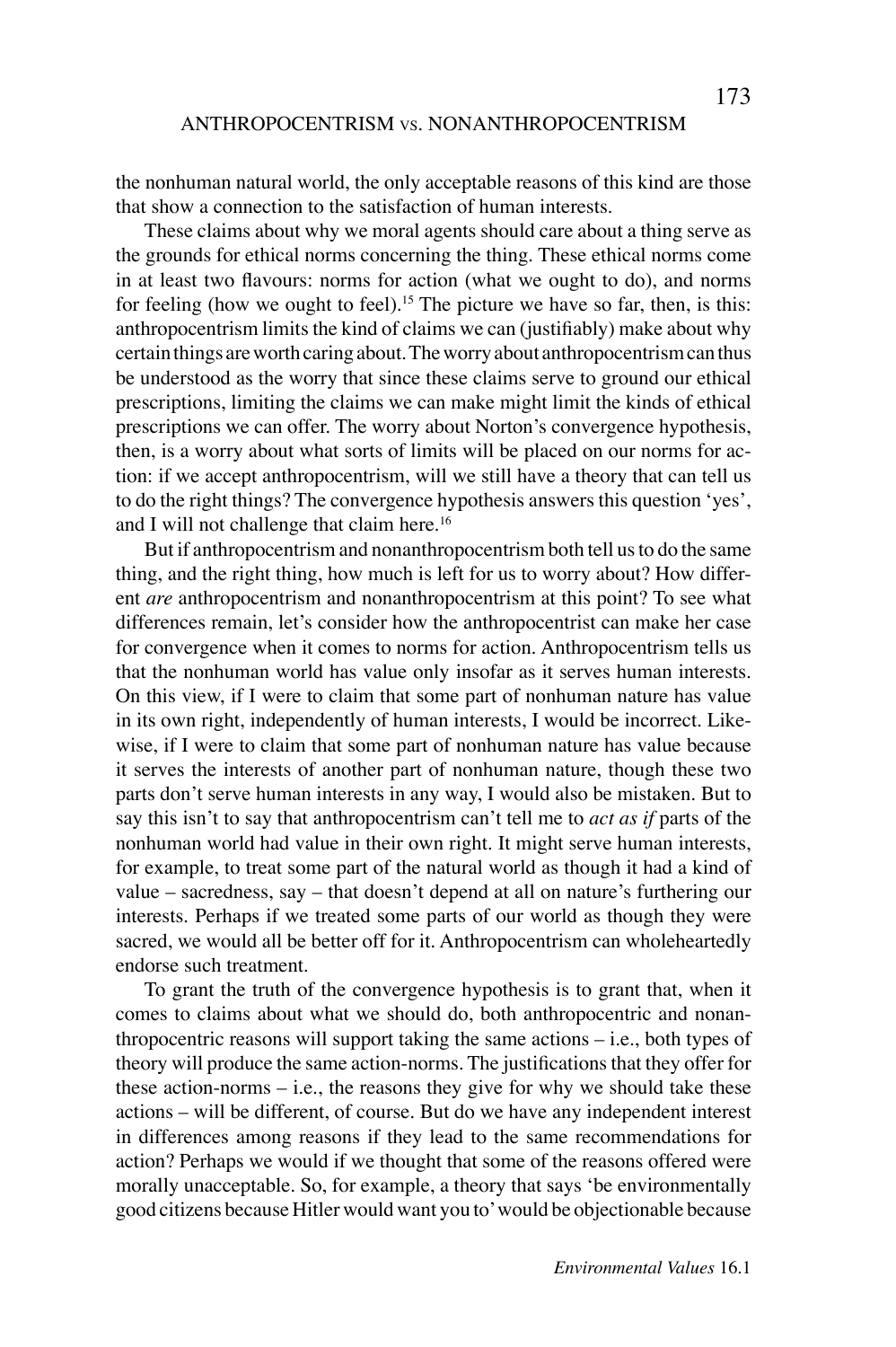the nonhuman natural world, the only acceptable reasons of this kind are those that show a connection to the satisfaction of human interests.

These claims about why we moral agents should care about a thing serve as the grounds for ethical norms concerning the thing. These ethical norms come in at least two flavours: norms for action (what we ought to do), and norms for feeling (how we ought to feel).[15] The picture we have so far, then, is this: anthropocentrism limits the kind of claims we can (justifiably) make about why certain things are worth caring about. The worry about anthropocentrism can thus be understood as the worry that since these claims serve to ground our ethical prescriptions, limiting the claims we can make might limit the kinds of ethical prescriptions we can offer. The worry about Norton's convergence hypothesis, then, is a worry about what sorts of limits will be placed on our norms for action: if we accept anthropocentrism, will we still have a theory that can tell us to do the right things? The convergence hypothesis answers this question 'yes', and I will not challenge that claim here.[16]

But if anthropocentrism and nonanthropocentrism both tell us to do the same thing, and the right thing, how much is left for us to worry about? How different *are* anthropocentrism and nonanthropocentrism at this point? To see what differences remain, let's consider how the anthropocentrist can make her case for convergence when it comes to norms for action. Anthropocentrism tells us that the nonhuman world has value only insofar as it serves human interests. On this view, if I were to claim that some part of nonhuman nature has value in its own right, independently of human interests, I would be incorrect. Likewise, if I were to claim that some part of nonhuman nature has value because it serves the interests of another part of nonhuman nature, though these two parts don't serve human interests in any way, I would also be mistaken. But to say this isn't to say that anthropocentrism can't tell me to *act as if* parts of the nonhuman world had value in their own right. It might serve human interests, for example, to treat some part of the natural world as though it had a kind of value – sacredness, say – that doesn't depend at all on nature's furthering our interests. Perhaps if we treated some parts of our world as though they were sacred, we would all be better off for it. Anthropocentrism can wholeheartedly endorse such treatment.

To grant the truth of the convergence hypothesis is to grant that, when it comes to claims about what we should do, both anthropocentric and nonanthropocentric reasons will support taking the same actions – i.e., both types of theory will produce the same action-norms. The justifications that they offer for these action-norms – i.e., the reasons they give for why we should take these actions – will be different, of course. But do we have any independent interest in differences among reasons if they lead to the same recommendations for action? Perhaps we would if we thought that some of the reasons offered were morally unacceptable. So, for example, a theory that says 'be environmentally good citizens because Hitler would want you to' would be objectionable because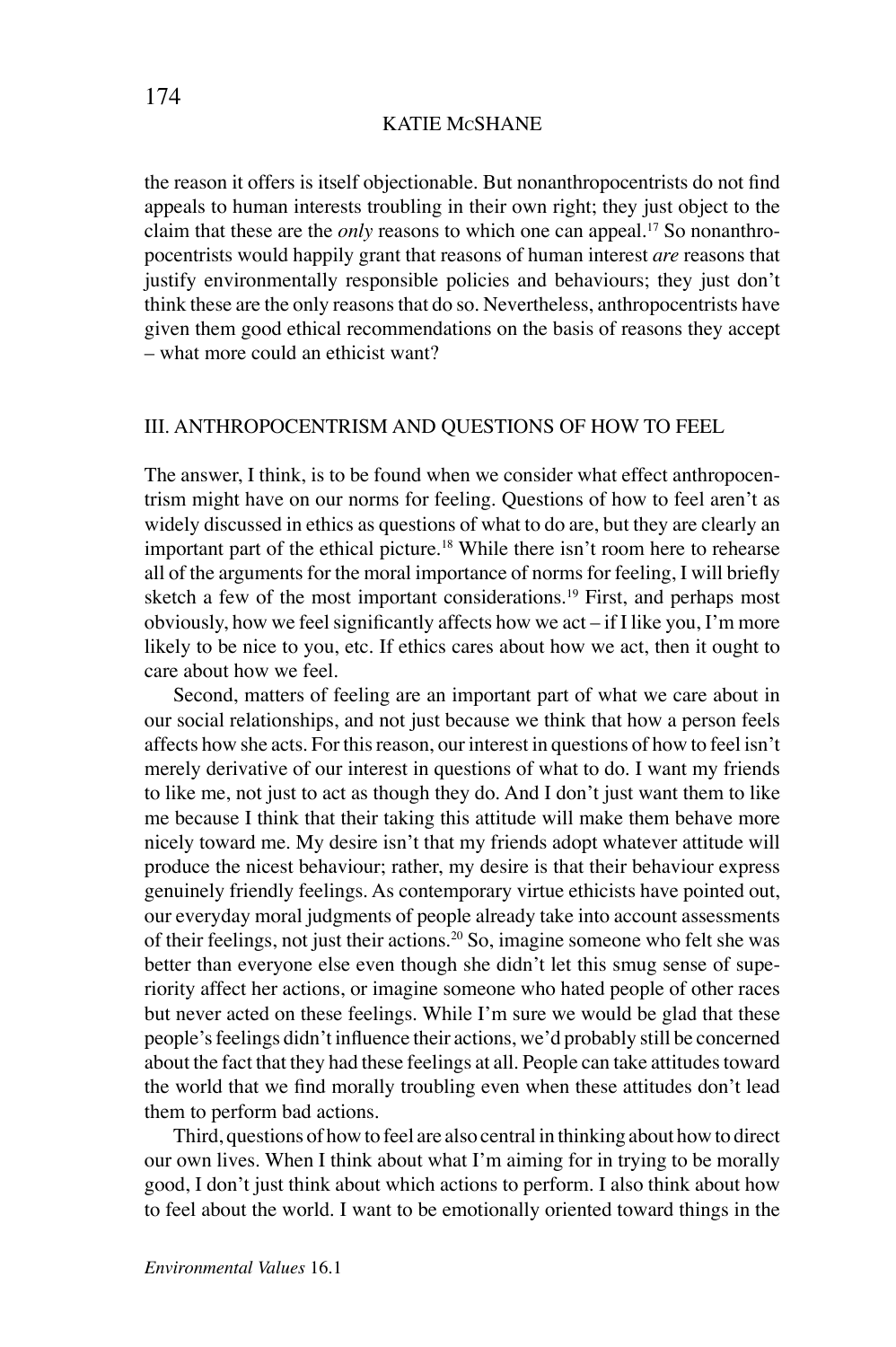the reason it offers is itself objectionable. But nonanthropocentrists do not find appeals to human interests troubling in their own right; they just object to the claim that these are the *only* reasons to which one can appeal.[17] So nonanthropocentrists would happily grant that reasons of human interest *are* reasons that justify environmentally responsible policies and behaviours; they just don't think these are the only reasons that do so. Nevertheless, anthropocentrists have given them good ethical recommendations on the basis of reasons they accept – what more could an ethicist want?

## III. ANTHROPOCENTRISM AND QUESTIONS OF HOW TO FEEL

The answer, I think, is to be found when we consider what effect anthropocentrism might have on our norms for feeling. Questions of how to feel aren't as widely discussed in ethics as questions of what to do are, but they are clearly an important part of the ethical picture.[18] While there isn't room here to rehearse all of the arguments for the moral importance of norms for feeling, I will briefly sketch a few of the most important considerations.[19] First, and perhaps most obviously, how we feel significantly affects how we act – if I like you, I'm more likely to be nice to you, etc. If ethics cares about how we act, then it ought to care about how we feel.

Second, matters of feeling are an important part of what we care about in our social relationships, and not just because we think that how a person feels affects how she acts. For this reason, our interest in questions of how to feel isn't merely derivative of our interest in questions of what to do. I want my friends to like me, not just to act as though they do. And I don't just want them to like me because I think that their taking this attitude will make them behave more nicely toward me. My desire isn't that my friends adopt whatever attitude will produce the nicest behaviour; rather, my desire is that their behaviour express genuinely friendly feelings. As contemporary virtue ethicists have pointed out, our everyday moral judgments of people already take into account assessments of their feelings, not just their actions.[20] So, imagine someone who felt she was better than everyone else even though she didn't let this smug sense of superiority affect her actions, or imagine someone who hated people of other races but never acted on these feelings. While I'm sure we would be glad that these people's feelings didn't influence their actions, we'd probably still be concerned about the fact that they had these feelings at all. People can take attitudes toward the world that we find morally troubling even when these attitudes don't lead them to perform bad actions.

Third, questions of how to feel are also central in thinking about how to direct our own lives. When I think about what I'm aiming for in trying to be morally good, I don't just think about which actions to perform. I also think about how to feel about the world. I want to be emotionally oriented toward things in the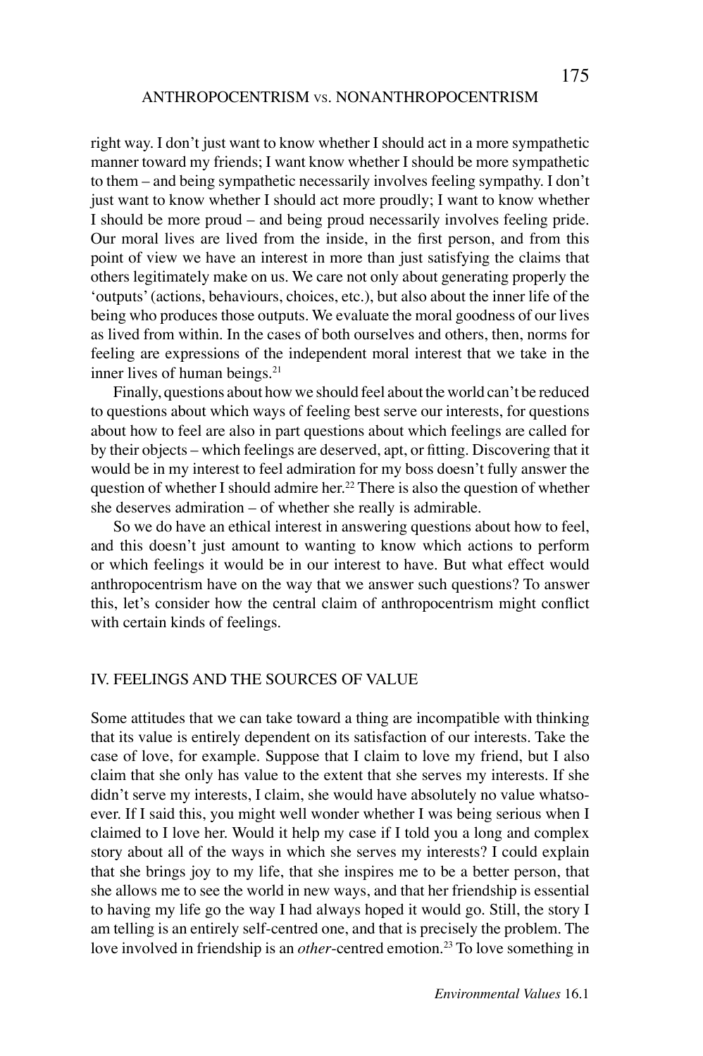right way. I don't just want to know whether I should act in a more sympathetic manner toward my friends; I want know whether I should be more sympathetic to them – and being sympathetic necessarily involves feeling sympathy. I don't just want to know whether I should act more proudly; I want to know whether I should be more proud – and being proud necessarily involves feeling pride. Our moral lives are lived from the inside, in the first person, and from this point of view we have an interest in more than just satisfying the claims that others legitimately make on us. We care not only about generating properly the 'outputs' (actions, behaviours, choices, etc.), but also about the inner life of the being who produces those outputs. We evaluate the moral goodness of our lives as lived from within. In the cases of both ourselves and others, then, norms for feeling are expressions of the independent moral interest that we take in the inner lives of human beings.[21]

Finally, questions about how we should feel about the world can't be reduced to questions about which ways of feeling best serve our interests, for questions about how to feel are also in part questions about which feelings are called for by their objects – which feelings are deserved, apt, or fitting. Discovering that it would be in my interest to feel admiration for my boss doesn't fully answer the question of whether I should admire her.[22] There is also the question of whether she deserves admiration – of whether she really is admirable.

So we do have an ethical interest in answering questions about how to feel, and this doesn't just amount to wanting to know which actions to perform or which feelings it would be in our interest to have. But what effect would anthropocentrism have on the way that we answer such questions? To answer this, let's consider how the central claim of anthropocentrism might conflict with certain kinds of feelings.

## IV. FEELINGS AND THE SOURCES OF VALUE

Some attitudes that we can take toward a thing are incompatible with thinking that its value is entirely dependent on its satisfaction of our interests. Take the case of love, for example. Suppose that I claim to love my friend, but I also claim that she only has value to the extent that she serves my interests. If she didn't serve my interests, I claim, she would have absolutely no value whatsoever. If I said this, you might well wonder whether I was being serious when I claimed to I love her. Would it help my case if I told you a long and complex story about all of the ways in which she serves my interests? I could explain that she brings joy to my life, that she inspires me to be a better person, that she allows me to see the world in new ways, and that her friendship is essential to having my life go the way I had always hoped it would go. Still, the story I am telling is an entirely self-centred one, and that is precisely the problem. The love involved in friendship is an *other*-centred emotion.[23] To love something in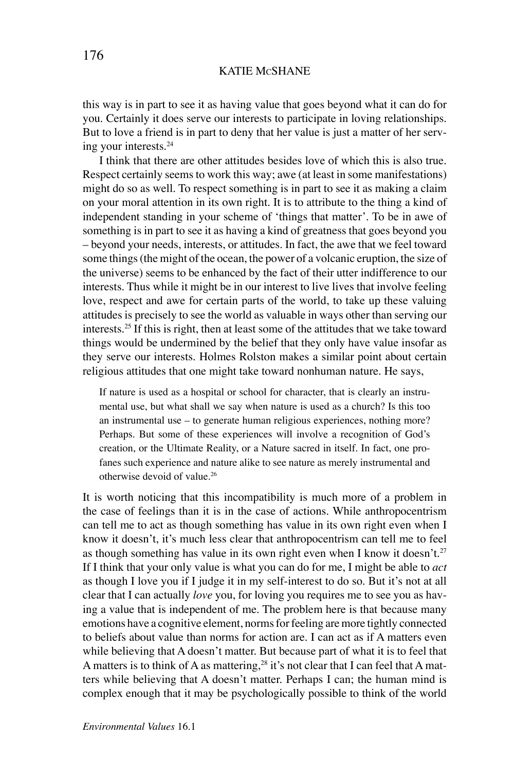this way is in part to see it as having value that goes beyond what it can do for you. Certainly it does serve our interests to participate in loving relationships. But to love a friend is in part to deny that her value is just a matter of her serving your interests.[24]

I think that there are other attitudes besides love of which this is also true. Respect certainly seems to work this way; awe (at least in some manifestations) might do so as well. To respect something is in part to see it as making a claim on your moral attention in its own right. It is to attribute to the thing a kind of independent standing in your scheme of 'things that matter'. To be in awe of something is in part to see it as having a kind of greatness that goes beyond you – beyond your needs, interests, or attitudes. In fact, the awe that we feel toward some things (the might of the ocean, the power of a volcanic eruption, the size of the universe) seems to be enhanced by the fact of their utter indifference to our interests. Thus while it might be in our interest to live lives that involve feeling love, respect and awe for certain parts of the world, to take up these valuing attitudes is precisely to see the world as valuable in ways other than serving our interests.[25] If this is right, then at least some of the attitudes that we take toward things would be undermined by the belief that they only have value insofar as they serve our interests. Holmes Rolston makes a similar point about certain religious attitudes that one might take toward nonhuman nature. He says,

> If nature is used as a hospital or school for character, that is clearly an instrumental use, but what shall we say when nature is used as a church? Is this too an instrumental use – to generate human religious experiences, nothing more? Perhaps. But some of these experiences will involve a recognition of God's creation, or the Ultimate Reality, or a Nature sacred in itself. In fact, one profanes such experience and nature alike to see nature as merely instrumental and otherwise devoid of value.[26]

It is worth noticing that this incompatibility is much more of a problem in the case of feelings than it is in the case of actions. While anthropocentrism can tell me to act as though something has value in its own right even when I know it doesn't, it's much less clear that anthropocentrism can tell me to feel as though something has value in its own right even when I know it doesn't.[27] If I think that your only value is what you can do for me, I might be able to *act* as though I love you if I judge it in my self-interest to do so. But it's not at all clear that I can actually *love* you, for loving you requires me to see you as having a value that is independent of me. The problem here is that because many emotions have a cognitive element, norms for feeling are more tightly connected to beliefs about value than norms for action are. I can act as if A matters even while believing that A doesn't matter. But because part of what it is to feel that A matters is to think of A as mattering,[28] it's not clear that I can feel that A matters while believing that A doesn't matter. Perhaps I can; the human mind is complex enough that it may be psychologically possible to think of the world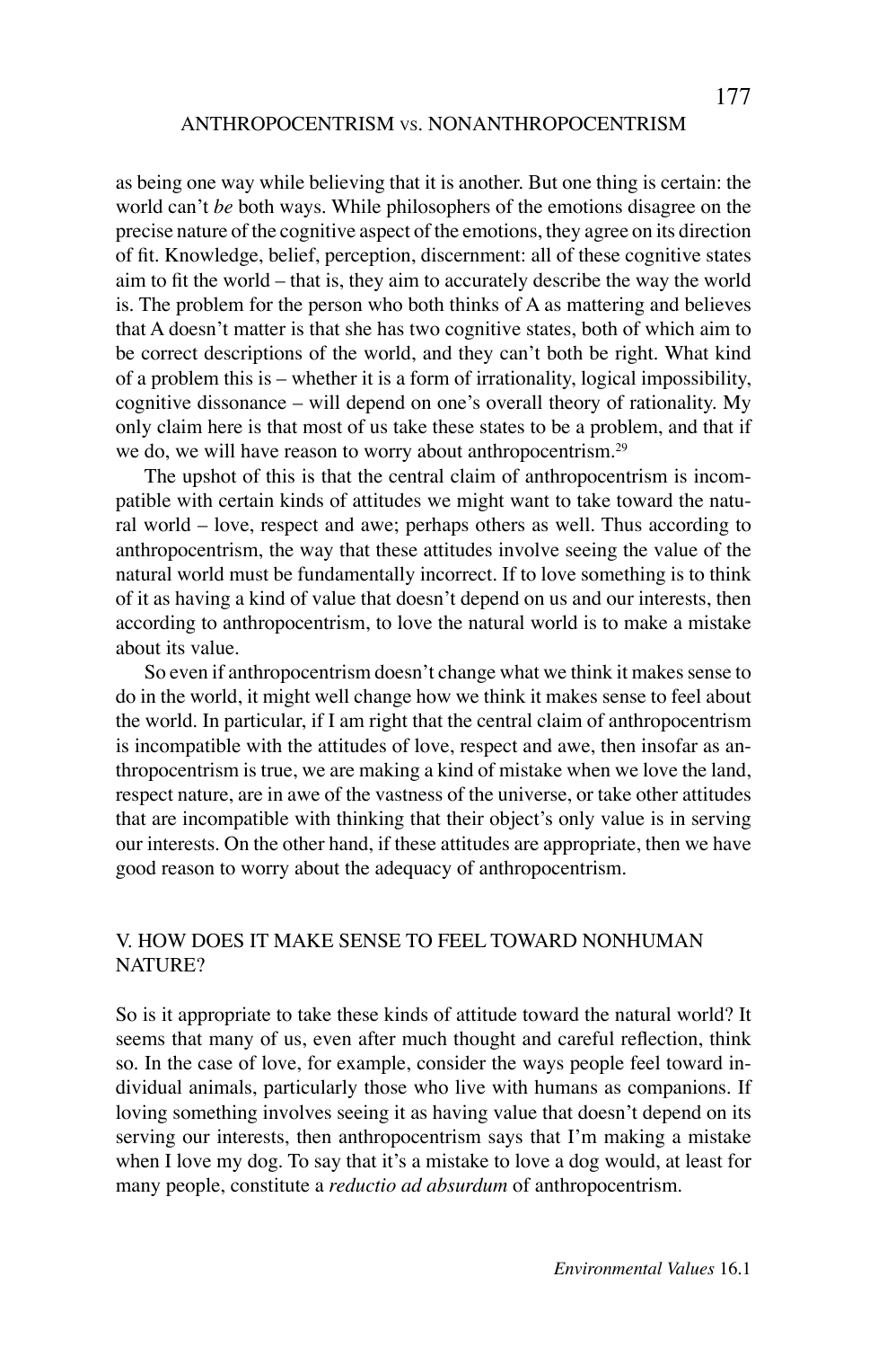as being one way while believing that it is another. But one thing is certain: the world can't *be* both ways. While philosophers of the emotions disagree on the precise nature of the cognitive aspect of the emotions, they agree on its direction of fit. Knowledge, belief, perception, discernment: all of these cognitive states aim to fit the world – that is, they aim to accurately describe the way the world is. The problem for the person who both thinks of A as mattering and believes that A doesn't matter is that she has two cognitive states, both of which aim to be correct descriptions of the world, and they can't both be right. What kind of a problem this is – whether it is a form of irrationality, logical impossibility, cognitive dissonance – will depend on one's overall theory of rationality. My only claim here is that most of us take these states to be a problem, and that if we do, we will have reason to worry about anthropocentrism.[29]

The upshot of this is that the central claim of anthropocentrism is incompatible with certain kinds of attitudes we might want to take toward the natural world – love, respect and awe; perhaps others as well. Thus according to anthropocentrism, the way that these attitudes involve seeing the value of the natural world must be fundamentally incorrect. If to love something is to think of it as having a kind of value that doesn't depend on us and our interests, then according to anthropocentrism, to love the natural world is to make a mistake about its value.

So even if anthropocentrism doesn't change what we think it makes sense to do in the world, it might well change how we think it makes sense to feel about the world. In particular, if I am right that the central claim of anthropocentrism is incompatible with the attitudes of love, respect and awe, then insofar as anthropocentrism is true, we are making a kind of mistake when we love the land, respect nature, are in awe of the vastness of the universe, or take other attitudes that are incompatible with thinking that their object's only value is in serving our interests. On the other hand, if these attitudes are appropriate, then we have good reason to worry about the adequacy of anthropocentrism.

## V. HOW DOES IT MAKE SENSE TO FEEL TOWARD NONHUMAN NATURE?

So is it appropriate to take these kinds of attitude toward the natural world? It seems that many of us, even after much thought and careful reflection, think so. In the case of love, for example, consider the ways people feel toward individual animals, particularly those who live with humans as companions. If loving something involves seeing it as having value that doesn't depend on its serving our interests, then anthropocentrism says that I'm making a mistake when I love my dog. To say that it's a mistake to love a dog would, at least for many people, constitute a *reductio ad absurdum* of anthropocentrism.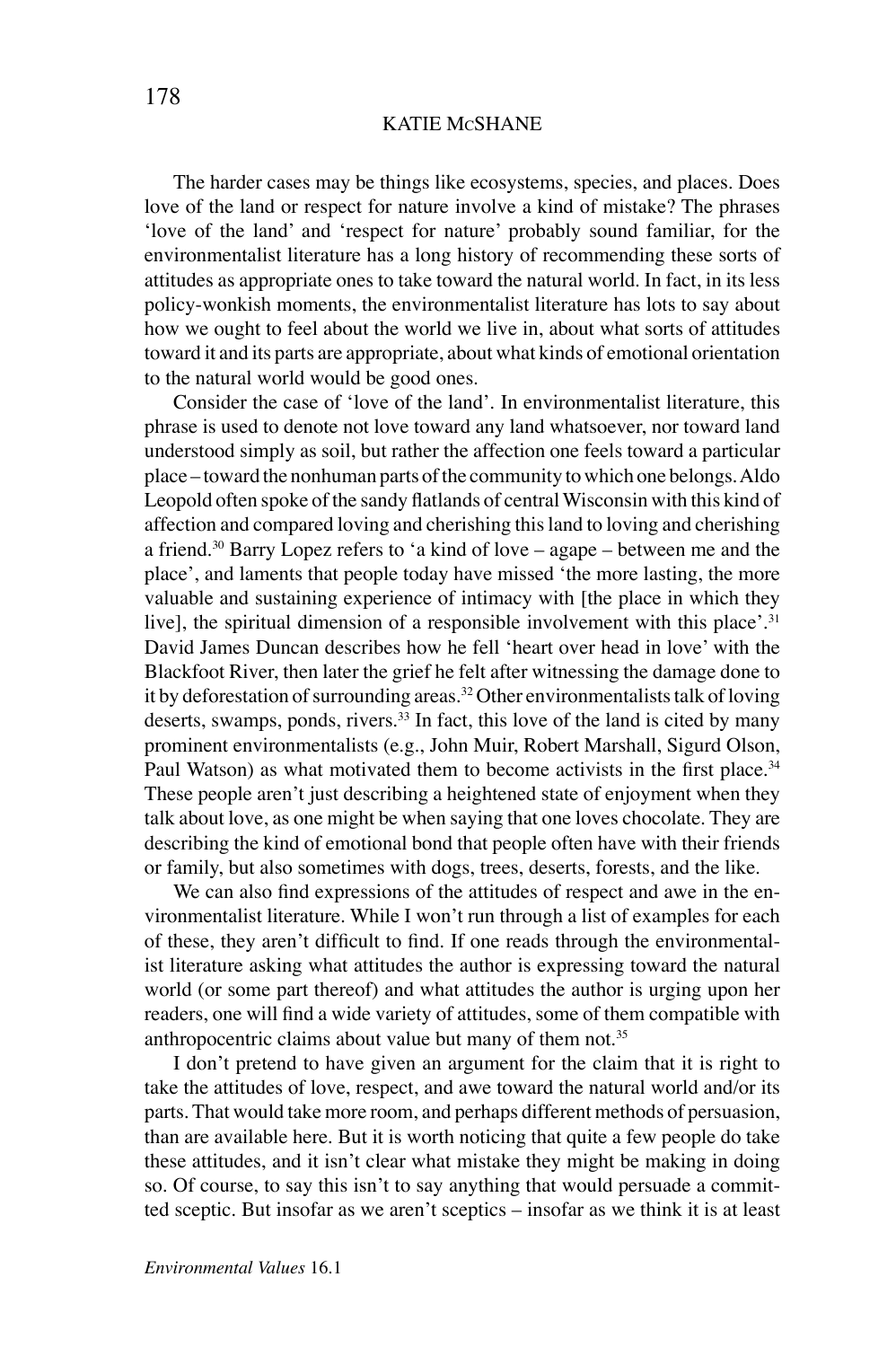The harder cases may be things like ecosystems, species, and places. Does love of the land or respect for nature involve a kind of mistake? The phrases 'love of the land' and 'respect for nature' probably sound familiar, for the environmentalist literature has a long history of recommending these sorts of attitudes as appropriate ones to take toward the natural world. In fact, in its less policy-wonkish moments, the environmentalist literature has lots to say about how we ought to feel about the world we live in, about what sorts of attitudes toward it and its parts are appropriate, about what kinds of emotional orientation to the natural world would be good ones.

Consider the case of 'love of the land'. In environmentalist literature, this phrase is used to denote not love toward any land whatsoever, nor toward land understood simply as soil, but rather the affection one feels toward a particular place – toward the nonhuman parts of the community to which one belongs. Aldo Leopold often spoke of the sandy flatlands of central Wisconsin with this kind of affection and compared loving and cherishing this land to loving and cherishing a friend.[30] Barry Lopez refers to 'a kind of love – agape – between me and the place', and laments that people today have missed 'the more lasting, the more valuable and sustaining experience of intimacy with [the place in which they live], the spiritual dimension of a responsible involvement with this place'.[31] David James Duncan describes how he fell 'heart over head in love' with the Blackfoot River, then later the grief he felt after witnessing the damage done to it by deforestation of surrounding areas.[32] Other environmentalists talk of loving deserts, swamps, ponds, rivers.[33] In fact, this love of the land is cited by many prominent environmentalists (e.g., John Muir, Robert Marshall, Sigurd Olson, Paul Watson) as what motivated them to become activists in the first place.[34] These people aren't just describing a heightened state of enjoyment when they talk about love, as one might be when saying that one loves chocolate. They are describing the kind of emotional bond that people often have with their friends or family, but also sometimes with dogs, trees, deserts, forests, and the like.

We can also find expressions of the attitudes of respect and awe in the environmentalist literature. While I won't run through a list of examples for each of these, they aren't difficult to find. If one reads through the environmentalist literature asking what attitudes the author is expressing toward the natural world (or some part thereof) and what attitudes the author is urging upon her readers, one will find a wide variety of attitudes, some of them compatible with anthropocentric claims about value but many of them not.[35]

I don't pretend to have given an argument for the claim that it is right to take the attitudes of love, respect, and awe toward the natural world and/or its parts. That would take more room, and perhaps different methods of persuasion, than are available here. But it is worth noticing that quite a few people do take these attitudes, and it isn't clear what mistake they might be making in doing so. Of course, to say this isn't to say anything that would persuade a committed sceptic. But insofar as we aren't sceptics – insofar as we think it is at least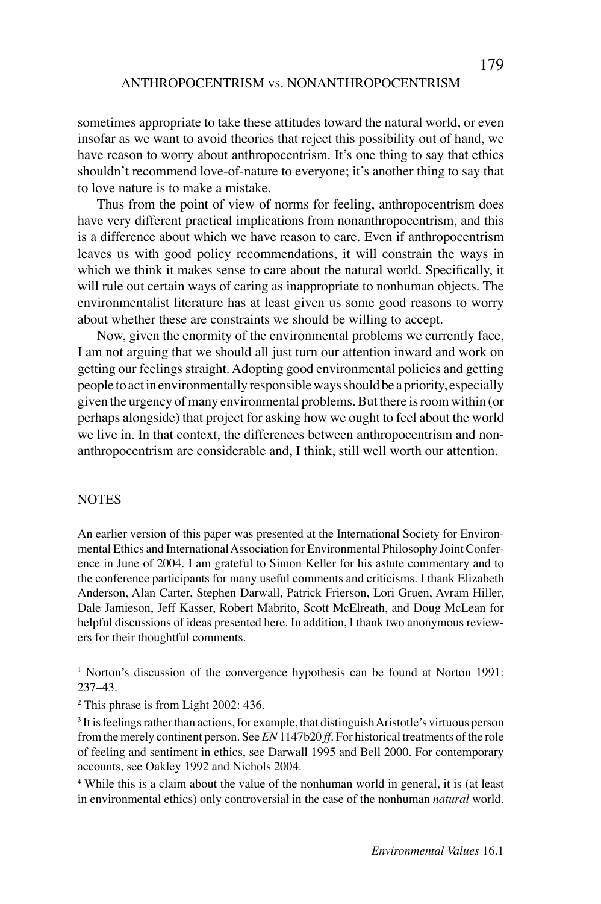sometimes appropriate to take these attitudes toward the natural world, or even insofar as we want to avoid theories that reject this possibility out of hand, we have reason to worry about anthropocentrism. It's one thing to say that ethics shouldn't recommend love-of-nature to everyone; it's another thing to say that to love nature is to make a mistake.

Thus from the point of view of norms for feeling, anthropocentrism does have very different practical implications from nonanthropocentrism, and this is a difference about which we have reason to care. Even if anthropocentrism leaves us with good policy recommendations, it will constrain the ways in which we think it makes sense to care about the natural world. Specifically, it will rule out certain ways of caring as inappropriate to nonhuman objects. The environmentalist literature has at least given us some good reasons to worry about whether these are constraints we should be willing to accept.

Now, given the enormity of the environmental problems we currently face, I am not arguing that we should all just turn our attention inward and work on getting our feelings straight. Adopting good environmental policies and getting people to act in environmentally responsible ways should be a priority, especially given the urgency of many environmental problems. But there is room within (or perhaps alongside) that project for asking how we ought to feel about the world we live in. In that context, the differences between anthropocentrism and non-anthropocentrism are considerable and, I think, still well worth our attention.

## NOTES

An earlier version of this paper was presented at the International Society for Environmental Ethics and International Association for Environmental Philosophy Joint Conference in June of 2004. I am grateful to Simon Keller for his astute commentary and to the conference participants for many useful comments and criticisms. I thank Elizabeth Anderson, Alan Carter, Stephen Darwall, Patrick Frierson, Lori Gruen, Avram Hiller, Dale Jamieson, Jeff Kasser, Robert Mabrito, Scott McElreath, and Doug McLean for helpful discussions of ideas presented here. In addition, I thank two anonymous reviewers for their thoughtful comments.

[1] Norton's discussion of the convergence hypothesis can be found at Norton 1991: 237–43.

[2] This phrase is from Light 2002: 436.

[3] It is feelings rather than actions, for example, that distinguish Aristotle's virtuous person from the merely continent person. See *EN* 1147b20 *ff*. For historical treatments of the role of feeling and sentiment in ethics, see Darwall 1995 and Bell 2000. For contemporary accounts, see Oakley 1992 and Nichols 2004.

[4] While this is a claim about the value of the nonhuman world in general, it is (at least in environmental ethics) only controversial in the case of the nonhuman *natural* world.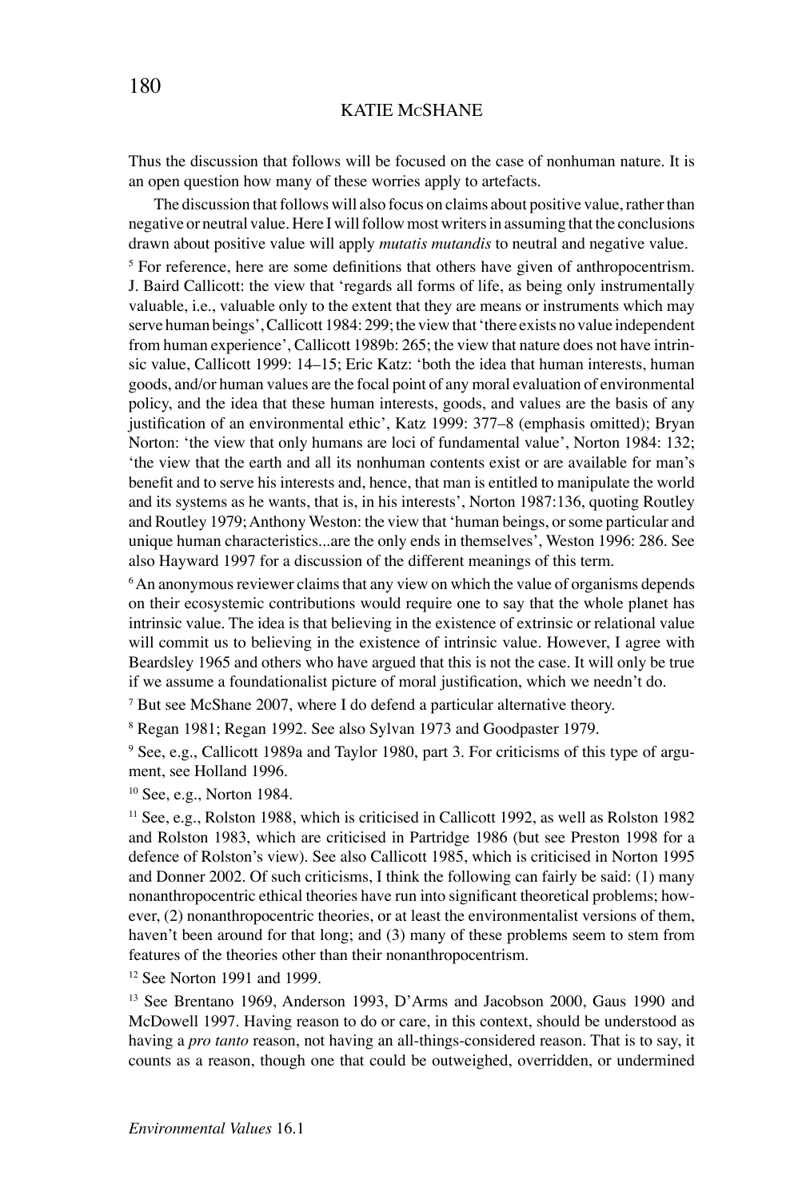Thus the discussion that follows will be focused on the case of nonhuman nature. It is an open question how many of these worries apply to artefacts.

The discussion that follows will also focus on claims about positive value, rather than negative or neutral value. Here I will follow most writers in assuming that the conclusions drawn about positive value will apply *mutatis mutandis* to neutral and negative value.

[5] For reference, here are some definitions that others have given of anthropocentrism. J. Baird Callicott: the view that 'regards all forms of life, as being only instrumentally valuable, i.e., valuable only to the extent that they are means or instruments which may serve human beings', Callicott 1984: 299; the view that 'there exists no value independent from human experience', Callicott 1989b: 265; the view that nature does not have intrinsic value, Callicott 1999: 14–15; Eric Katz: 'both the idea that human interests, human goods, and/or human values are the focal point of any moral evaluation of environmental policy, and the idea that these human interests, goods, and values are the basis of any justification of an environmental ethic', Katz 1999: 377–8 (emphasis omitted); Bryan Norton: 'the view that only humans are loci of fundamental value', Norton 1984: 132; 'the view that the earth and all its nonhuman contents exist or are available for man's benefit and to serve his interests and, hence, that man is entitled to manipulate the world and its systems as he wants, that is, in his interests', Norton 1987:136, quoting Routley and Routley 1979; Anthony Weston: the view that 'human beings, or some particular and unique human characteristics...are the only ends in themselves', Weston 1996: 286. See also Hayward 1997 for a discussion of the different meanings of this term.

[6] An anonymous reviewer claims that any view on which the value of organisms depends on their ecosystemic contributions would require one to say that the whole planet has intrinsic value. The idea is that believing in the existence of extrinsic or relational value will commit us to believing in the existence of intrinsic value. However, I agree with Beardsley 1965 and others who have argued that this is not the case. It will only be true if we assume a foundationalist picture of moral justification, which we needn't do.

[7] But see McShane 2007, where I do defend a particular alternative theory.

[8] Regan 1981; Regan 1992. See also Sylvan 1973 and Goodpaster 1979.

[9] See, e.g., Callicott 1989a and Taylor 1980, part 3. For criticisms of this type of argument, see Holland 1996.

[10] See, e.g., Norton 1984.

[11] See, e.g., Rolston 1988, which is criticised in Callicott 1992, as well as Rolston 1982 and Rolston 1983, which are criticised in Partridge 1986 (but see Preston 1998 for a defence of Rolston's view). See also Callicott 1985, which is criticised in Norton 1995 and Donner 2002. Of such criticisms, I think the following can fairly be said: (1) many nonanthropocentric ethical theories have run into significant theoretical problems; however, (2) nonanthropocentric theories, or at least the environmentalist versions of them, haven't been around for that long; and (3) many of these problems seem to stem from features of the theories other than their nonanthropocentrism.

[12] See Norton 1991 and 1999.

[13] See Brentano 1969, Anderson 1993, D'Arms and Jacobson 2000, Gaus 1990 and McDowell 1997. Having reason to do or care, in this context, should be understood as having a *pro tanto* reason, not having an all-things-considered reason. That is to say, it counts as a reason, though one that could be outweighed, overridden, or undermined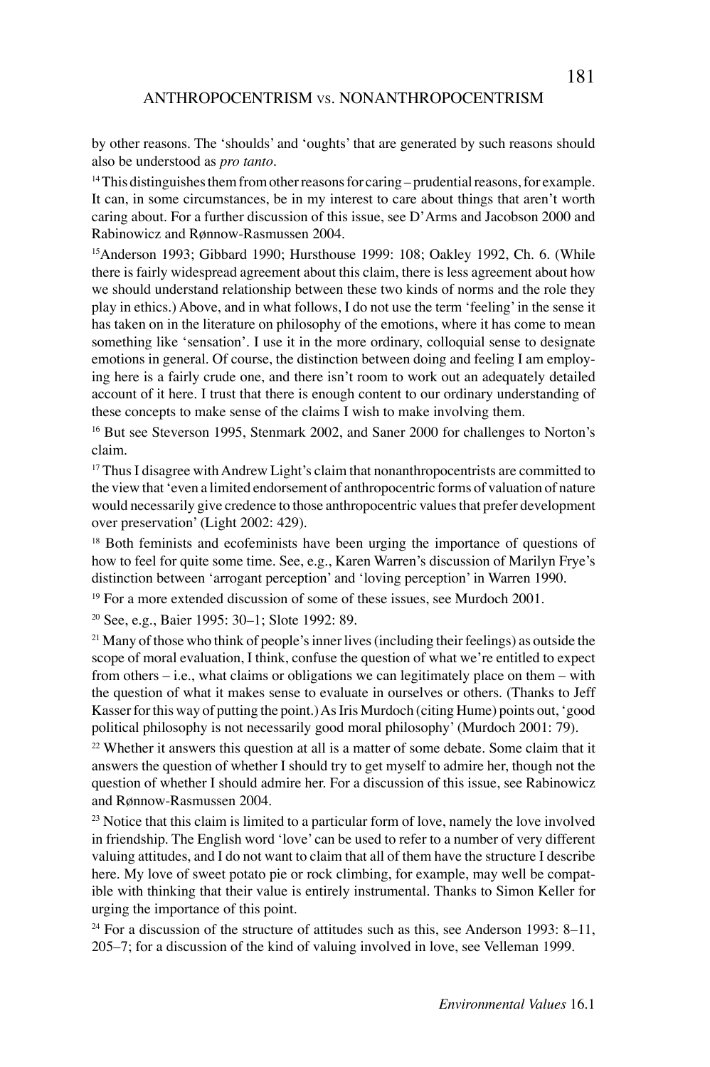by other reasons. The 'shoulds' and 'oughts' that are generated by such reasons should also be understood as *pro tanto*.

[14] This distinguishes them from other reasons for caring – prudential reasons, for example. It can, in some circumstances, be in my interest to care about things that aren't worth caring about. For a further discussion of this issue, see D'Arms and Jacobson 2000 and Rabinowicz and Rønnow-Rasmussen 2004.

[15] Anderson 1993; Gibbard 1990; Hursthouse 1999: 108; Oakley 1992, Ch. 6. (While there is fairly widespread agreement about this claim, there is less agreement about how we should understand relationship between these two kinds of norms and the role they play in ethics.) Above, and in what follows, I do not use the term 'feeling' in the sense it has taken on in the literature on philosophy of the emotions, where it has come to mean something like 'sensation'. I use it in the more ordinary, colloquial sense to designate emotions in general. Of course, the distinction between doing and feeling I am employing here is a fairly crude one, and there isn't room to work out an adequately detailed account of it here. I trust that there is enough content to our ordinary understanding of these concepts to make sense of the claims I wish to make involving them.

[16] But see Steverson 1995, Stenmark 2002, and Saner 2000 for challenges to Norton's claim.

[17] Thus I disagree with Andrew Light's claim that nonanthropocentrists are committed to the view that 'even a limited endorsement of anthropocentric forms of valuation of nature would necessarily give credence to those anthropocentric values that prefer development over preservation' (Light 2002: 429).

[18] Both feminists and ecofeminists have been urging the importance of questions of how to feel for quite some time. See, e.g., Karen Warren's discussion of Marilyn Frye's distinction between 'arrogant perception' and 'loving perception' in Warren 1990.

[19] For a more extended discussion of some of these issues, see Murdoch 2001.

[20] See, e.g., Baier 1995: 30–1; Slote 1992: 89.

[21] Many of those who think of people's inner lives (including their feelings) as outside the scope of moral evaluation, I think, confuse the question of what we're entitled to expect from others – i.e., what claims or obligations we can legitimately place on them – with the question of what it makes sense to evaluate in ourselves or others. (Thanks to Jeff Kasser for this way of putting the point.) As Iris Murdoch (citing Hume) points out, 'good political philosophy is not necessarily good moral philosophy' (Murdoch 2001: 79).

[22] Whether it answers this question at all is a matter of some debate. Some claim that it answers the question of whether I should try to get myself to admire her, though not the question of whether I should admire her. For a discussion of this issue, see Rabinowicz and Rønnow-Rasmussen 2004.

[23] Notice that this claim is limited to a particular form of love, namely the love involved in friendship. The English word 'love' can be used to refer to a number of very different valuing attitudes, and I do not want to claim that all of them have the structure I describe here. My love of sweet potato pie or rock climbing, for example, may well be compatible with thinking that their value is entirely instrumental. Thanks to Simon Keller for urging the importance of this point.

[24] For a discussion of the structure of attitudes such as this, see Anderson 1993: 8–11, 205–7; for a discussion of the kind of valuing involved in love, see Velleman 1999.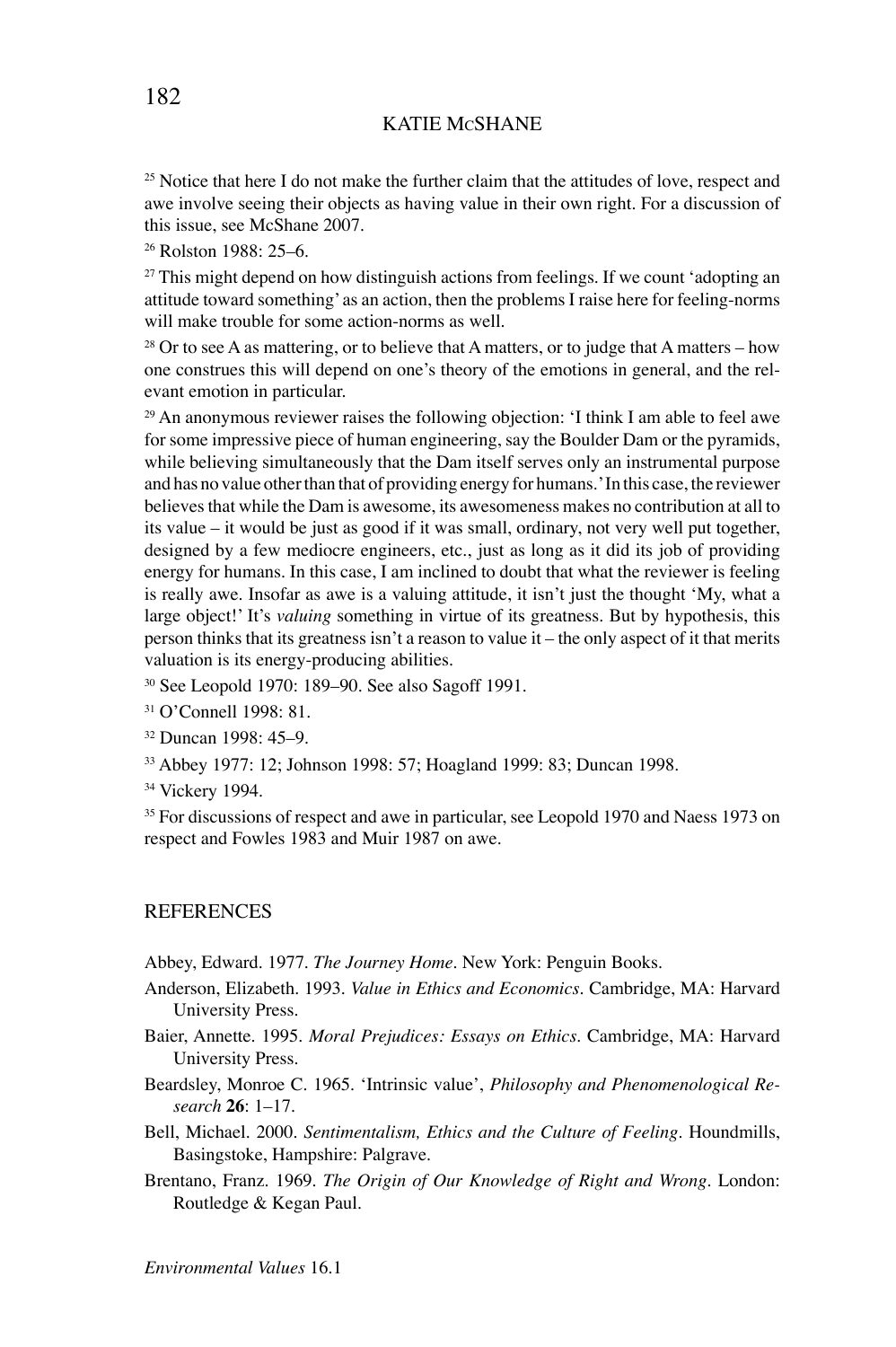[25] Notice that here I do not make the further claim that the attitudes of love, respect and awe involve seeing their objects as having value in their own right. For a discussion of this issue, see McShane 2007.

[26] Rolston 1988: 25–6.

[27] This might depend on how distinguish actions from feelings. If we count 'adopting an attitude toward something' as an action, then the problems I raise here for feeling-norms will make trouble for some action-norms as well.

[28] Or to see A as mattering, or to believe that A matters, or to judge that A matters – how one construes this will depend on one's theory of the emotions in general, and the relevant emotion in particular.

[29] An anonymous reviewer raises the following objection: 'I think I am able to feel awe for some impressive piece of human engineering, say the Boulder Dam or the pyramids, while believing simultaneously that the Dam itself serves only an instrumental purpose and has no value other than that of providing energy for humans.' In this case, the reviewer believes that while the Dam is awesome, its awesomeness makes no contribution at all to its value – it would be just as good if it was small, ordinary, not very well put together, designed by a few mediocre engineers, etc., just as long as it did its job of providing energy for humans. In this case, I am inclined to doubt that what the reviewer is feeling is really awe. Insofar as awe is a valuing attitude, it isn't just the thought 'My, what a large object!' It's *valuing* something in virtue of its greatness. But by hypothesis, this person thinks that its greatness isn't a reason to value it – the only aspect of it that merits valuation is its energy-producing abilities.

[30] See Leopold 1970: 189–90. See also Sagoff 1991.

[31] O'Connell 1998: 81.

[32] Duncan 1998: 45–9.

[33] Abbey 1977: 12; Johnson 1998: 57; Hoagland 1999: 83; Duncan 1998.

[34] Vickery 1994.

[35] For discussions of respect and awe in particular, see Leopold 1970 and Naess 1973 on respect and Fowles 1983 and Muir 1987 on awe.

## REFERENCES

Abbey, Edward. 1977. *The Journey Home*. New York: Penguin Books.

Anderson, Elizabeth. 1993. *Value in Ethics and Economics*. Cambridge, MA: Harvard University Press.

Baier, Annette. 1995. *Moral Prejudices: Essays on Ethics*. Cambridge, MA: Harvard University Press.

Beardsley, Monroe C. 1965. 'Intrinsic value', *Philosophy and Phenomenological Research* **26**: 1–17.

Bell, Michael. 2000. *Sentimentalism, Ethics and the Culture of Feeling*. Houndmills, Basingstoke, Hampshire: Palgrave.

Brentano, Franz. 1969. *The Origin of Our Knowledge of Right and Wrong*. London: Routledge & Kegan Paul.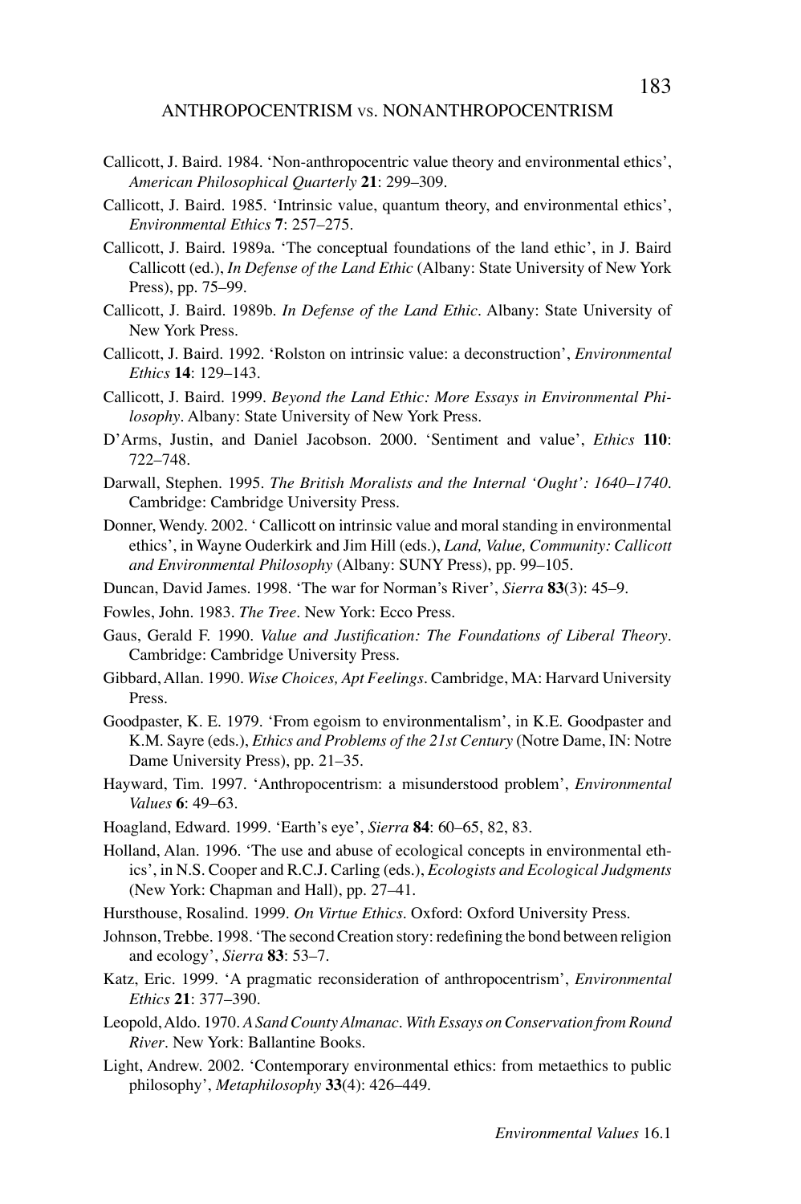Callicott, J. Baird. 1984. 'Non-anthropocentric value theory and environmental ethics', *American Philosophical Quarterly* **21**: 299–309.

Callicott, J. Baird. 1985. 'Intrinsic value, quantum theory, and environmental ethics', *Environmental Ethics* **7**: 257–275.

Callicott, J. Baird. 1989a. 'The conceptual foundations of the land ethic', in J. Baird Callicott (ed.), *In Defense of the Land Ethic* (Albany: State University of New York Press), pp. 75–99.

Callicott, J. Baird. 1989b. *In Defense of the Land Ethic*. Albany: State University of New York Press.

Callicott, J. Baird. 1992. 'Rolston on intrinsic value: a deconstruction', *Environmental Ethics* **14**: 129–143.

Callicott, J. Baird. 1999. *Beyond the Land Ethic: More Essays in Environmental Philosophy*. Albany: State University of New York Press.

D'Arms, Justin, and Daniel Jacobson. 2000. 'Sentiment and value', *Ethics* **110**: 722–748.

Darwall, Stephen. 1995. *The British Moralists and the Internal 'Ought': 1640–1740*. Cambridge: Cambridge University Press.

Donner, Wendy. 2002. ' Callicott on intrinsic value and moral standing in environmental ethics', in Wayne Ouderkirk and Jim Hill (eds.), *Land, Value, Community: Callicott and Environmental Philosophy* (Albany: SUNY Press), pp. 99–105.

Duncan, David James. 1998. 'The war for Norman's River', *Sierra* **83**(3): 45–9.

Fowles, John. 1983. *The Tree*. New York: Ecco Press.

Gaus, Gerald F. 1990. *Value and Justification: The Foundations of Liberal Theory*. Cambridge: Cambridge University Press.

Gibbard, Allan. 1990. *Wise Choices, Apt Feelings*. Cambridge, MA: Harvard University Press.

Goodpaster, K. E. 1979. 'From egoism to environmentalism', in K.E. Goodpaster and K.M. Sayre (eds.), *Ethics and Problems of the 21st Century* (Notre Dame, IN: Notre Dame University Press), pp. 21–35.

Hayward, Tim. 1997. 'Anthropocentrism: a misunderstood problem', *Environmental Values* **6**: 49–63.

Hoagland, Edward. 1999. 'Earth's eye', *Sierra* **84**: 60–65, 82, 83.

Holland, Alan. 1996. 'The use and abuse of ecological concepts in environmental ethics', in N.S. Cooper and R.C.J. Carling (eds.), *Ecologists and Ecological Judgments* (New York: Chapman and Hall), pp. 27–41.

Hursthouse, Rosalind. 1999. *On Virtue Ethics*. Oxford: Oxford University Press.

Johnson, Trebbe. 1998. 'The second Creation story: redefining the bond between religion and ecology', *Sierra* **83**: 53–7.

Katz, Eric. 1999. 'A pragmatic reconsideration of anthropocentrism', *Environmental Ethics* **21**: 377–390.

Leopold, Aldo. 1970. *A Sand County Almanac. With Essays on Conservation from Round River*. New York: Ballantine Books.

Light, Andrew. 2002. 'Contemporary environmental ethics: from metaethics to public philosophy', *Metaphilosophy* **33**(4): 426–449.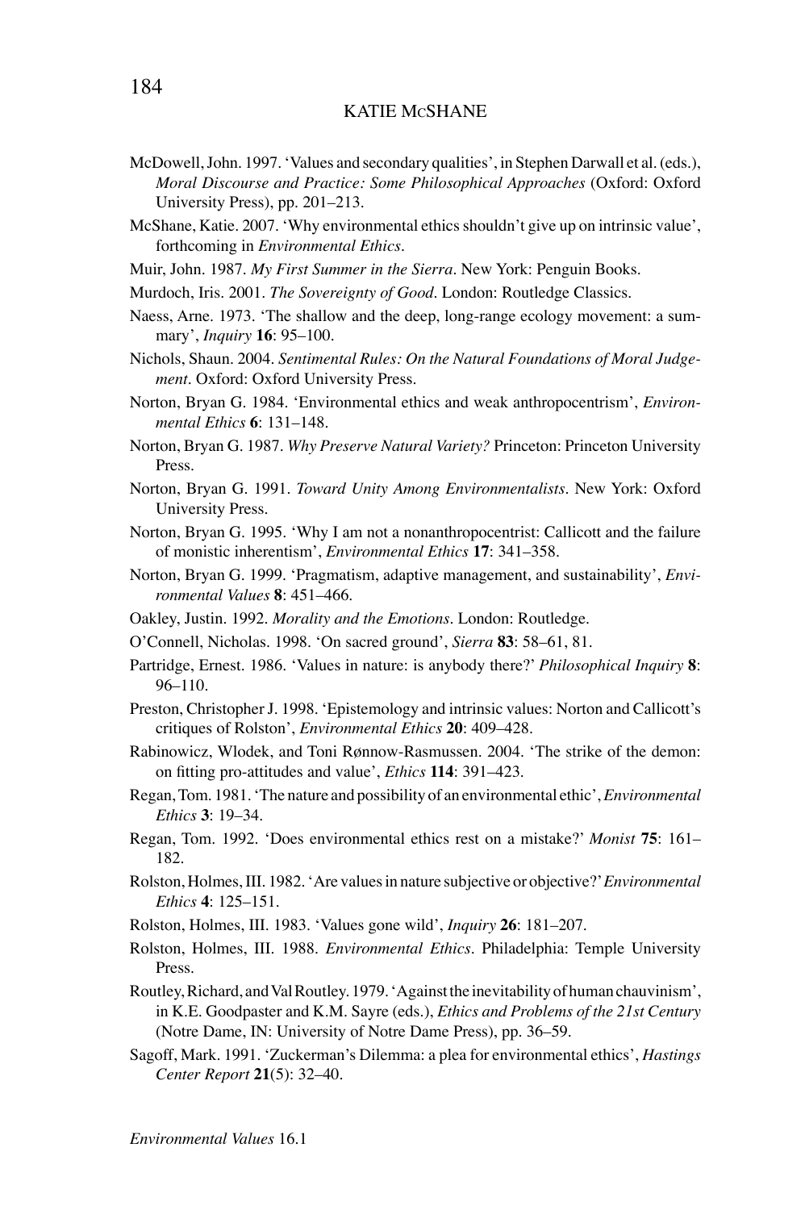McDowell, John. 1997. 'Values and secondary qualities', in Stephen Darwall et al. (eds.), *Moral Discourse and Practice: Some Philosophical Approaches* (Oxford: Oxford University Press), pp. 201–213.

McShane, Katie. 2007. 'Why environmental ethics shouldn't give up on intrinsic value', forthcoming in *Environmental Ethics*.

Muir, John. 1987. *My First Summer in the Sierra*. New York: Penguin Books.

Murdoch, Iris. 2001. *The Sovereignty of Good*. London: Routledge Classics.

Naess, Arne. 1973. 'The shallow and the deep, long-range ecology movement: a summary', *Inquiry* **16**: 95–100.

Nichols, Shaun. 2004. *Sentimental Rules: On the Natural Foundations of Moral Judgement*. Oxford: Oxford University Press.

Norton, Bryan G. 1984. 'Environmental ethics and weak anthropocentrism', *Environmental Ethics* **6**: 131–148.

Norton, Bryan G. 1987. *Why Preserve Natural Variety?* Princeton: Princeton University Press.

Norton, Bryan G. 1991. *Toward Unity Among Environmentalists*. New York: Oxford University Press.

Norton, Bryan G. 1995. 'Why I am not a nonanthropocentrist: Callicott and the failure of monistic inherentism', *Environmental Ethics* **17**: 341–358.

Norton, Bryan G. 1999. 'Pragmatism, adaptive management, and sustainability', *Environmental Values* **8**: 451–466.

Oakley, Justin. 1992. *Morality and the Emotions*. London: Routledge.

O'Connell, Nicholas. 1998. 'On sacred ground', *Sierra* **83**: 58–61, 81.

Partridge, Ernest. 1986. 'Values in nature: is anybody there?' *Philosophical Inquiry* **8**: 96–110.

Preston, Christopher J. 1998. 'Epistemology and intrinsic values: Norton and Callicott's critiques of Rolston', *Environmental Ethics* **20**: 409–428.

Rabinowicz, Wlodek, and Toni Rønnow-Rasmussen. 2004. 'The strike of the demon: on fitting pro-attitudes and value', *Ethics* **114**: 391–423.

Regan, Tom. 1981. 'The nature and possibility of an environmental ethic', *Environmental Ethics* **3**: 19–34.

Regan, Tom. 1992. 'Does environmental ethics rest on a mistake?' *Monist* **75**: 161–182.

Rolston, Holmes, III. 1982. 'Are values in nature subjective or objective?' *Environmental Ethics* **4**: 125–151.

Rolston, Holmes, III. 1983. 'Values gone wild', *Inquiry* **26**: 181–207.

Rolston, Holmes, III. 1988. *Environmental Ethics*. Philadelphia: Temple University Press.

Routley, Richard, and Val Routley. 1979. 'Against the inevitability of human chauvinism', in K.E. Goodpaster and K.M. Sayre (eds.), *Ethics and Problems of the 21st Century* (Notre Dame, IN: University of Notre Dame Press), pp. 36–59.

Sagoff, Mark. 1991. 'Zuckerman's Dilemma: a plea for environmental ethics', *Hastings Center Report* **21**(5): 32–40.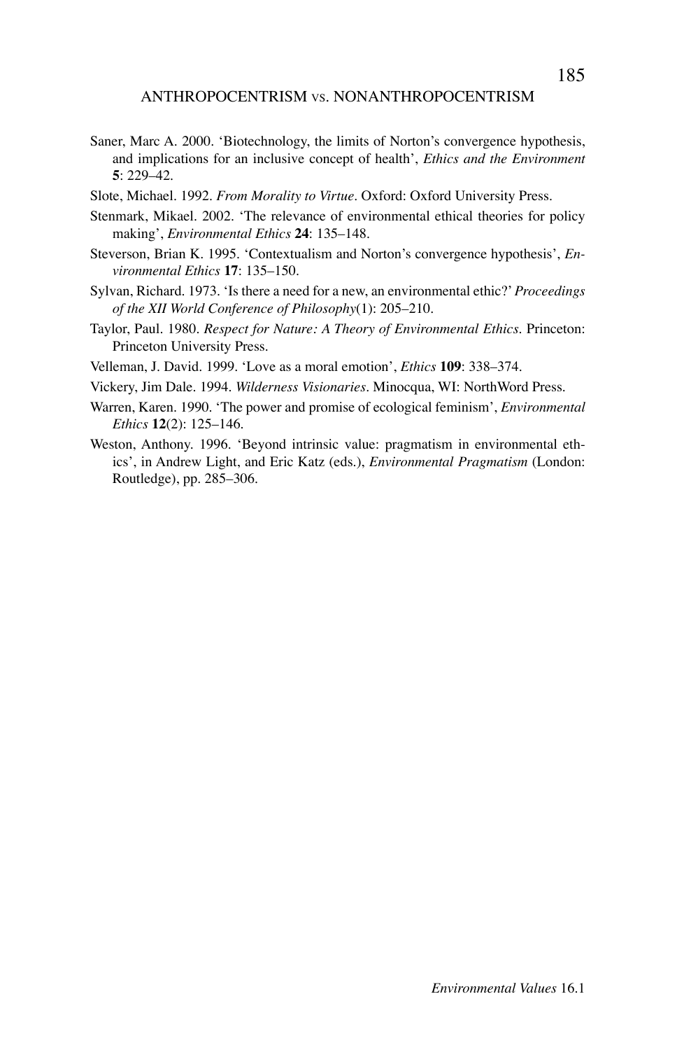Saner, Marc A. 2000. 'Biotechnology, the limits of Norton's convergence hypothesis, and implications for an inclusive concept of health', *Ethics and the Environment* **5**: 229–42.

Slote, Michael. 1992. *From Morality to Virtue*. Oxford: Oxford University Press.

Stenmark, Mikael. 2002. 'The relevance of environmental ethical theories for policy making', *Environmental Ethics* **24**: 135–148.

Steverson, Brian K. 1995. 'Contextualism and Norton's convergence hypothesis', *Environmental Ethics* **17**: 135–150.

Sylvan, Richard. 1973. 'Is there a need for a new, an environmental ethic?' *Proceedings of the XII World Conference of Philosophy*(1): 205–210.

Taylor, Paul. 1980. *Respect for Nature: A Theory of Environmental Ethics*. Princeton: Princeton University Press.

Velleman, J. David. 1999. 'Love as a moral emotion', *Ethics* **109**: 338–374.

Vickery, Jim Dale. 1994. *Wilderness Visionaries*. Minocqua, WI: NorthWord Press.

Warren, Karen. 1990. 'The power and promise of ecological feminism', *Environmental Ethics* **12**(2): 125–146.

Weston, Anthony. 1996. 'Beyond intrinsic value: pragmatism in environmental ethics', in Andrew Light, and Eric Katz (eds.), *Environmental Pragmatism* (London: Routledge), pp. 285–306.